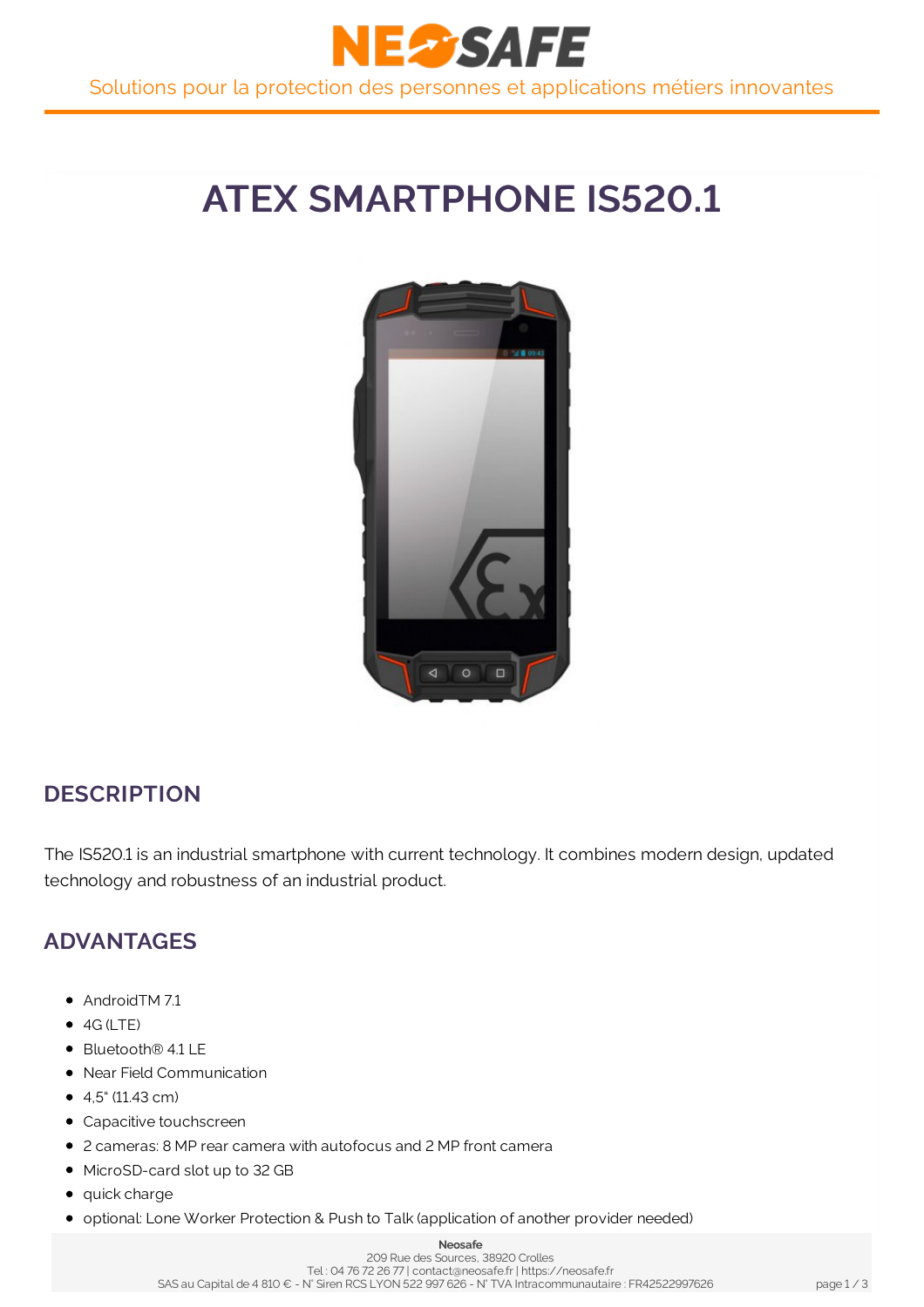# ATEX SMARTPHONE IS520.1

## DESCRIPTION

The IS520.1 is an industrial smartphone with current technology. It combines modern design, updated technology and robustness of an industrial product.

## ADVANTAGES

- AndroidTM 7.1
- 4G (LTE)
- Bluetooth® 4.1 LE
- Near Field Communication
- 4,5" (11.43 cm)
- Capacitive touchscreen
- 2 cameras: 8 MP rear camera with autofocus and 2 MP front camera
- MicroSD-card slot up to 32 GB
- quick charge
- optional: Lone Worker Protection & Push to Talk (application of another provider needed)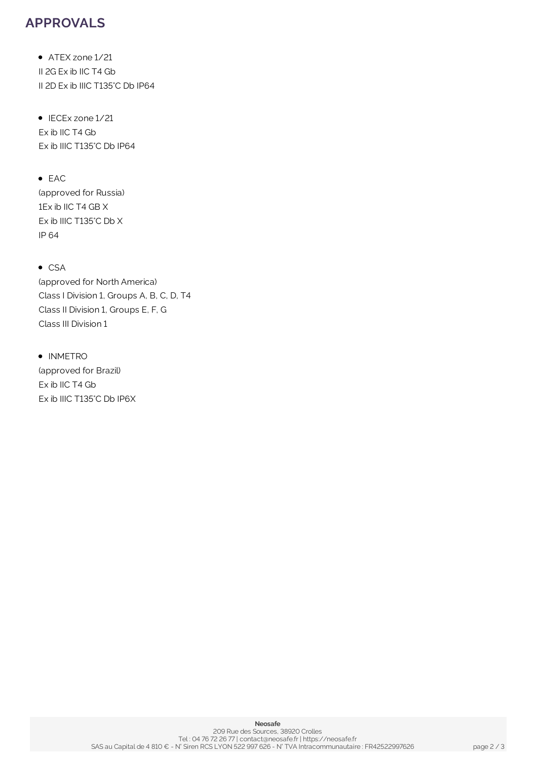## APPROVALS

- ATEX zone 1/21

  II 2G Ex ib IIC T4 Gb

  II 2D Ex ib IIIC T135°C Db IP64

- IECEx zone 1/21

  Ex ib IIC T4 Gb

  Ex ib IIIC T135°C Db IP64

- EAC

  (approved for Russia)

  1Ex ib IIC T4 GB X

  Ex ib IIIC T135°C Db X

  IP 64

- CSA

  (approved for North America)

  Class I Division 1, Groups A, B, C, D, T4

  Class II Division 1, Groups E, F, G

  Class III Division 1

- INMETRO

  (approved for Brazil)

  Ex ib IIC T4 Gb

  Ex ib IIIC T135°C Db IP6X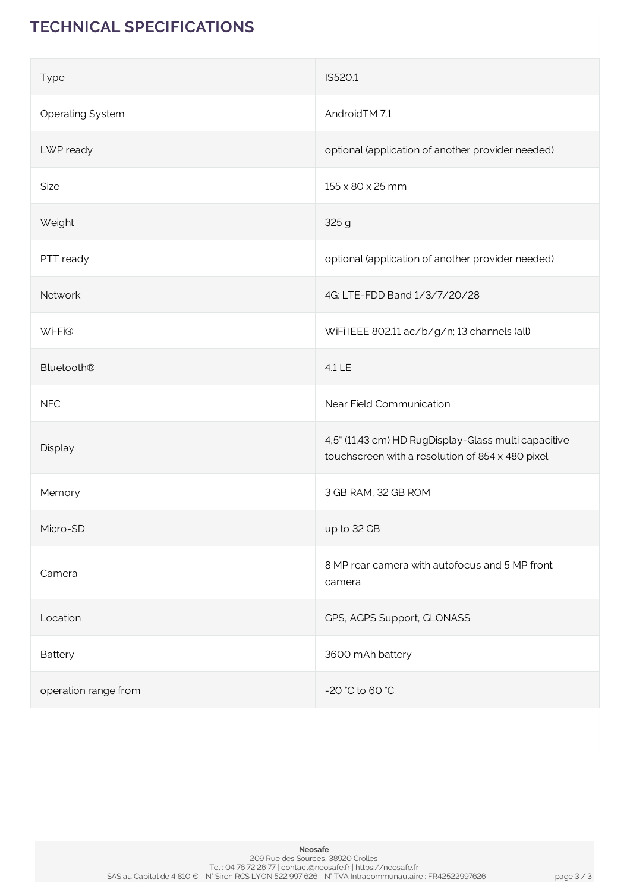## TECHNICAL SPECIFICATIONS

| | |
|---|---|
| Type | IS520.1 |
| Operating System | AndroidTM 7.1 |
| LWP ready | optional (application of another provider needed) |
| Size | 155 x 80 x 25 mm |
| Weight | 325 g |
| PTT ready | optional (application of another provider needed) |
| Network | 4G: LTE-FDD Band 1/3/7/20/28 |
| Wi-Fi® | WiFi IEEE 802.11 ac/b/g/n; 13 channels (all) |
| Bluetooth® | 4.1 LE |
| NFC | Near Field Communication |
| Display | 4,5" (11.43 cm) HD RugDisplay-Glass multi capacitive touchscreen with a resolution of 854 x 480 pixel |
| Memory | 3 GB RAM, 32 GB ROM |
| Micro-SD | up to 32 GB |
| Camera | 8 MP rear camera with autofocus and 5 MP front camera |
| Location | GPS, AGPS Support, GLONASS |
| Battery | 3600 mAh battery |
| operation range from | -20 °C to 60 °C |

**Neosafe**
209 Rue des Sources, 38920 Crolles
Tel : 04 76 72 26 77 | contact@neosafe.fr | https://neosafe.fr
SAS au Capital de 4 810 € - N° Siren RCS LYON 522 997 626 - N° TVA Intracommunautaire : FR42522997626